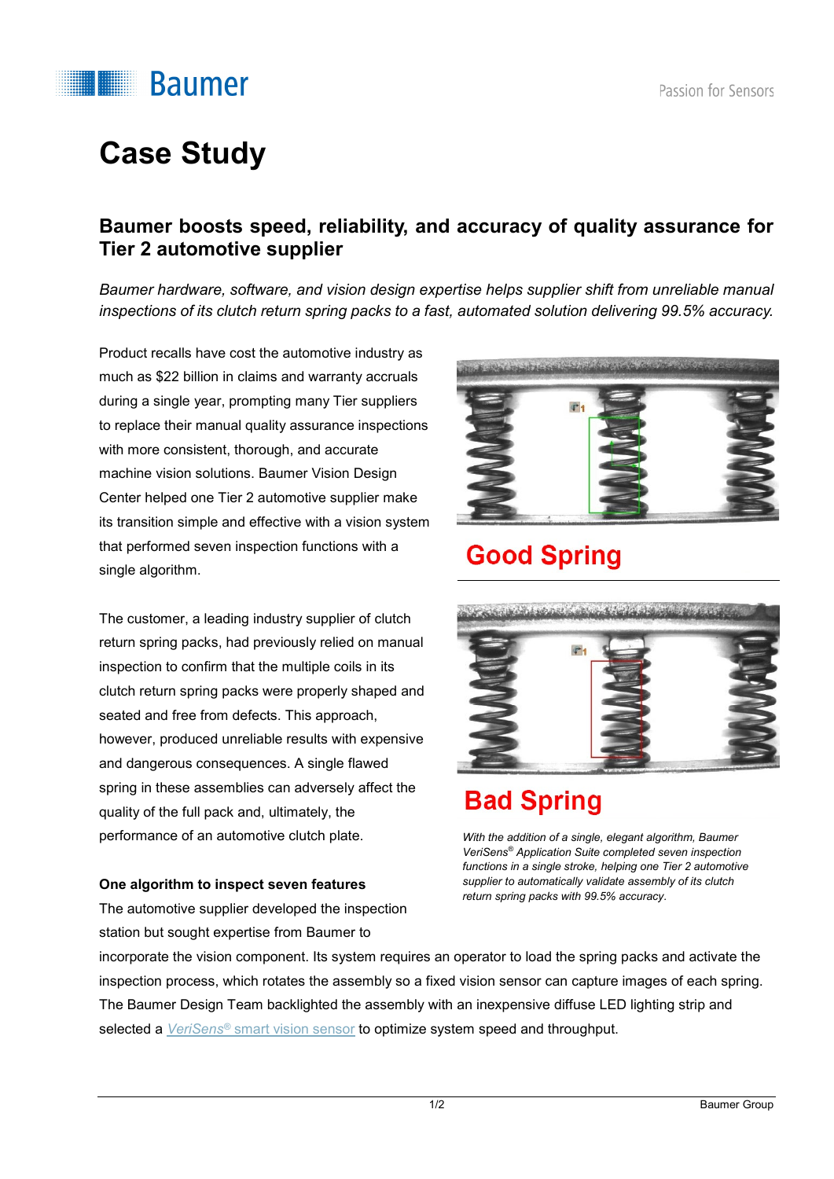# Case Study

## Baumer boosts speed, reliability, and accuracy of quality assurance for Tier 2 automotive supplier

*Baumer hardware, software, and vision design expertise helps supplier shift from unreliable manual inspections of its clutch return spring packs to a fast, automated solution delivering 99.5% accuracy.*

Product recalls have cost the automotive industry as much as $22 billion in claims and warranty accruals during a single year, prompting many Tier suppliers to replace their manual quality assurance inspections with more consistent, thorough, and accurate machine vision solutions. Baumer Vision Design Center helped one Tier 2 automotive supplier make its transition simple and effective with a vision system that performed seven inspection functions with a single algorithm.

Good Spring

Bad Spring

*With the addition of a single, elegant algorithm, Baumer VeriSens® Application Suite completed seven inspection functions in a single stroke, helping one Tier 2 automotive supplier to automatically validate assembly of its clutch return spring packs with 99.5% accuracy.*

The customer, a leading industry supplier of clutch return spring packs, had previously relied on manual inspection to confirm that the multiple coils in its clutch return spring packs were properly shaped and seated and free from defects. This approach, however, produced unreliable results with expensive and dangerous consequences. A single flawed spring in these assemblies can adversely affect the quality of the full pack and, ultimately, the performance of an automotive clutch plate.

**One algorithm to inspect seven features**

The automotive supplier developed the inspection station but sought expertise from Baumer to incorporate the vision component. Its system requires an operator to load the spring packs and activate the inspection process, which rotates the assembly so a fixed vision sensor can capture images of each spring. The Baumer Design Team backlighted the assembly with an inexpensive diffuse LED lighting strip and selected a *VeriSens®* smart vision sensor to optimize system speed and throughput.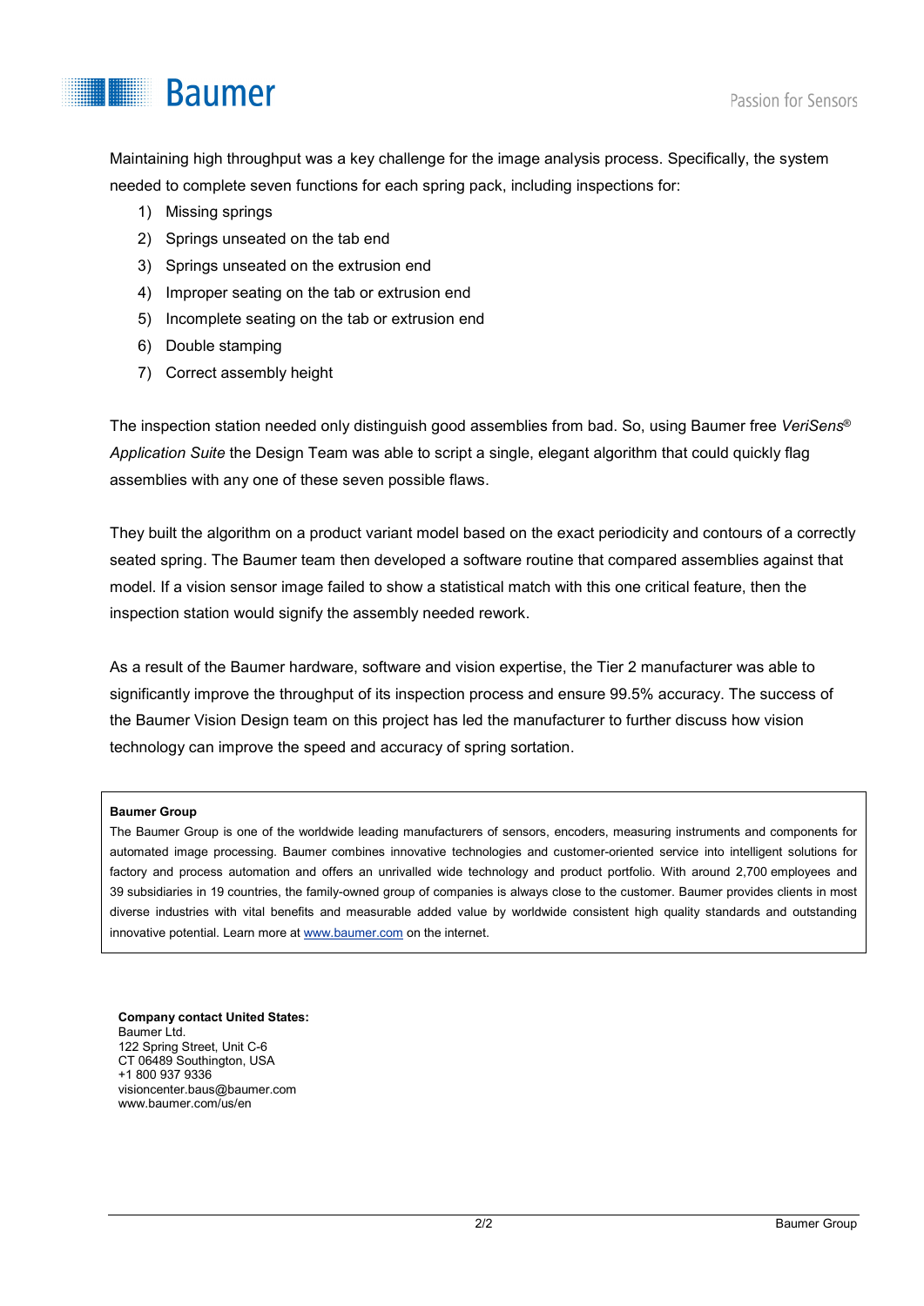Maintaining high throughput was a key challenge for the image analysis process. Specifically, the system needed to complete seven functions for each spring pack, including inspections for:

1) Missing springs
2) Springs unseated on the tab end
3) Springs unseated on the extrusion end
4) Improper seating on the tab or extrusion end
5) Incomplete seating on the tab or extrusion end
6) Double stamping
7) Correct assembly height

The inspection station needed only distinguish good assemblies from bad. So, using Baumer free *VeriSens® Application Suite* the Design Team was able to script a single, elegant algorithm that could quickly flag assemblies with any one of these seven possible flaws.

They built the algorithm on a product variant model based on the exact periodicity and contours of a correctly seated spring. The Baumer team then developed a software routine that compared assemblies against that model. If a vision sensor image failed to show a statistical match with this one critical feature, then the inspection station would signify the assembly needed rework.

As a result of the Baumer hardware, software and vision expertise, the Tier 2 manufacturer was able to significantly improve the throughput of its inspection process and ensure 99.5% accuracy. The success of the Baumer Vision Design team on this project has led the manufacturer to further discuss how vision technology can improve the speed and accuracy of spring sortation.

**Baumer Group**

The Baumer Group is one of the worldwide leading manufacturers of sensors, encoders, measuring instruments and components for automated image processing. Baumer combines innovative technologies and customer-oriented service into intelligent solutions for factory and process automation and offers an unrivalled wide technology and product portfolio. With around 2,700 employees and 39 subsidiaries in 19 countries, the family-owned group of companies is always close to the customer. Baumer provides clients in most diverse industries with vital benefits and measurable added value by worldwide consistent high quality standards and outstanding innovative potential. Learn more at www.baumer.com on the internet.

**Company contact United States:**
Baumer Ltd.
122 Spring Street, Unit C-6
CT 06489 Southington, USA
+1 800 937 9336
visioncenter.baus@baumer.com
www.baumer.com/us/en